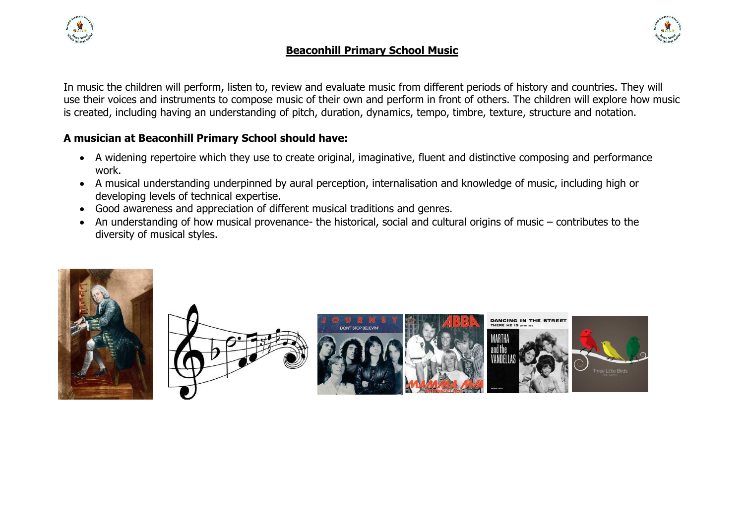# Beaconhill Primary School Music

In music the children will perform, listen to, review and evaluate music from different periods of history and countries. They will use their voices and instruments to compose music of their own and perform in front of others. The children will explore how music is created, including having an understanding of pitch, duration, dynamics, tempo, timbre, texture, structure and notation.

**A musician at Beaconhill Primary School should have:**

- A widening repertoire which they use to create original, imaginative, fluent and distinctive composing and performance work.
- A musical understanding underpinned by aural perception, internalisation and knowledge of music, including high or developing levels of technical expertise.
- Good awareness and appreciation of different musical traditions and genres.
- An understanding of how musical provenance- the historical, social and cultural origins of music – contributes to the diversity of musical styles.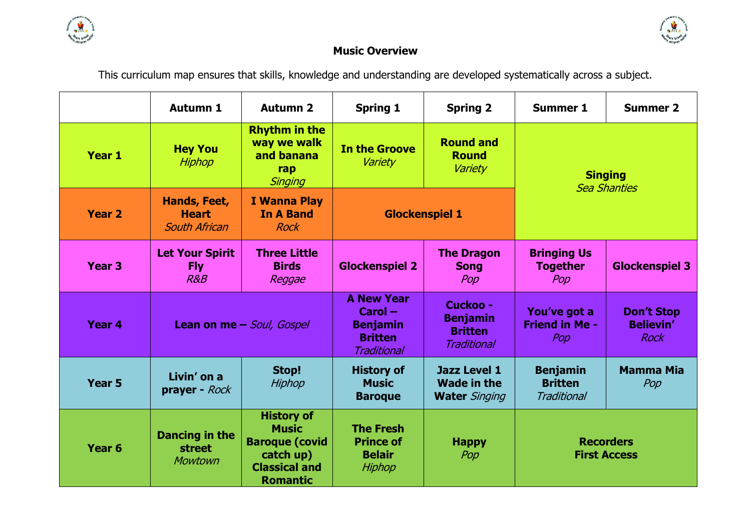# Music Overview

This curriculum map ensures that skills, knowledge and understanding are developed systematically across a subject.

| | Autumn 1 | Autumn 2 | Spring 1 | Spring 2 | Summer 1 | Summer 2 |
|---|---|---|---|---|---|---|
| **Year 1** | **Hey You** *Hiphop* | **Rhythm in the way we walk and banana rap** *Singing* | **In the Groove** *Variety* | **Round and Round** *Variety* | **Singing** *Sea Shanties* | |
| **Year 2** | **Hands, Feet, Heart** *South African* | **I Wanna Play In A Band** *Rock* | **Glockenspiel 1** | | | |
| **Year 3** | **Let Your Spirit Fly** *R&B* | **Three Little Birds** *Reggae* | **Glockenspiel 2** | **The Dragon Song** *Pop* | **Bringing Us Together** *Pop* | **Glockenspiel 3** |
| **Year 4** | **Lean on me –** *Soul, Gospel* | | **A New Year Carol – Benjamin Britten** *Traditional* | **Cuckoo - Benjamin Britten** *Traditional* | **You've got a Friend in Me -** *Pop* | **Don't Stop Believin'** *Rock* |
| **Year 5** | **Livin' on a prayer -** *Rock* | **Stop!** *Hiphop* | **History of Music Baroque** | **Jazz Level 1 Wade in the Water** *Singing* | **Benjamin Britten** *Traditional* | **Mamma Mia** *Pop* |
| **Year 6** | **Dancing in the street** *Mowtown* | **History of Music Baroque (covid catch up) Classical and Romantic** | **The Fresh Prince of Belair** *Hiphop* | **Happy** *Pop* | **Recorders First Access** | |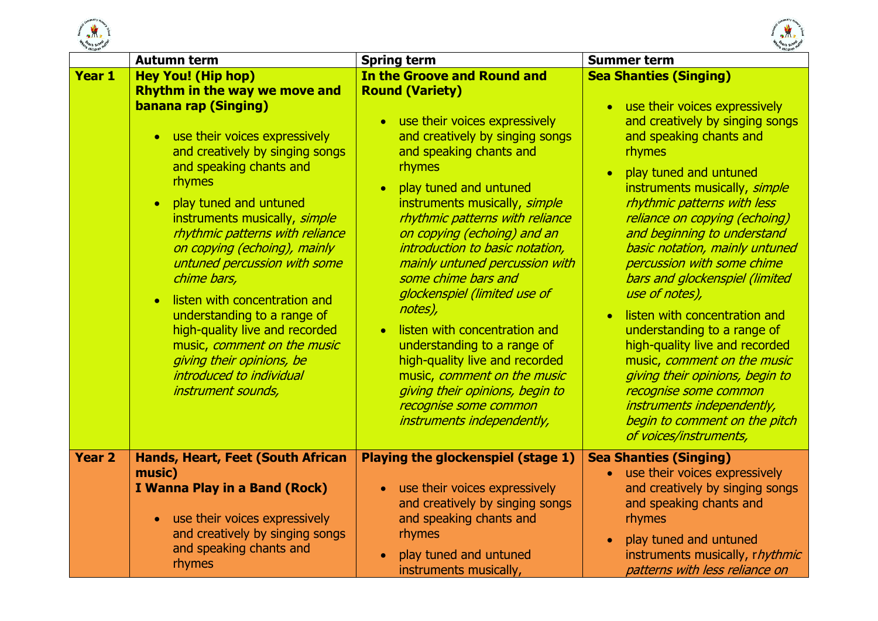|  | Autumn term | Spring term | Summer term |
|---|---|---|---|
| **Year 1** | **Hey You! (Hip hop)**<br>**Rhythm in the way we move and banana rap (Singing)**<br>• use their voices expressively and creatively by singing songs and speaking chants and rhymes<br>• play tuned and untuned instruments musically, *simple rhythmic patterns with reliance on copying (echoing), mainly untuned percussion with some chime bars,*<br>• listen with concentration and understanding to a range of high-quality live and recorded music, *comment on the music giving their opinions, be introduced to individual instrument sounds,* | **In the Groove and Round and Round (Variety)**<br>• use their voices expressively and creatively by singing songs and speaking chants and rhymes<br>• play tuned and untuned instruments musically, *simple rhythmic patterns with reliance on copying (echoing) and an introduction to basic notation, mainly untuned percussion with some chime bars and glockenspiel (limited use of notes),*<br>• listen with concentration and understanding to a range of high-quality live and recorded music, *comment on the music giving their opinions, begin to recognise some common instruments independently,* | **Sea Shanties (Singing)**<br>• use their voices expressively and creatively by singing songs and speaking chants and rhymes<br>• play tuned and untuned instruments musically, *simple rhythmic patterns with less reliance on copying (echoing) and beginning to understand basic notation, mainly untuned percussion with some chime bars and glockenspiel (limited use of notes),*<br>• listen with concentration and understanding to a range of high-quality live and recorded music, *comment on the music giving their opinions, begin to recognise some common instruments independently, begin to comment on the pitch of voices/instruments,* |
| **Year 2** | **Hands, Heart, Feet (South African music)**<br>**I Wanna Play in a Band (Rock)**<br>• use their voices expressively and creatively by singing songs and speaking chants and rhymes | **Playing the glockenspiel (stage 1)**<br>• use their voices expressively and creatively by singing songs and speaking chants and rhymes<br>• play tuned and untuned instruments musically, | **Sea Shanties (Singing)**<br>• use their voices expressively and creatively by singing songs and speaking chants and rhymes<br>• play tuned and untuned instruments musically, r*hythmic patterns with less reliance on* |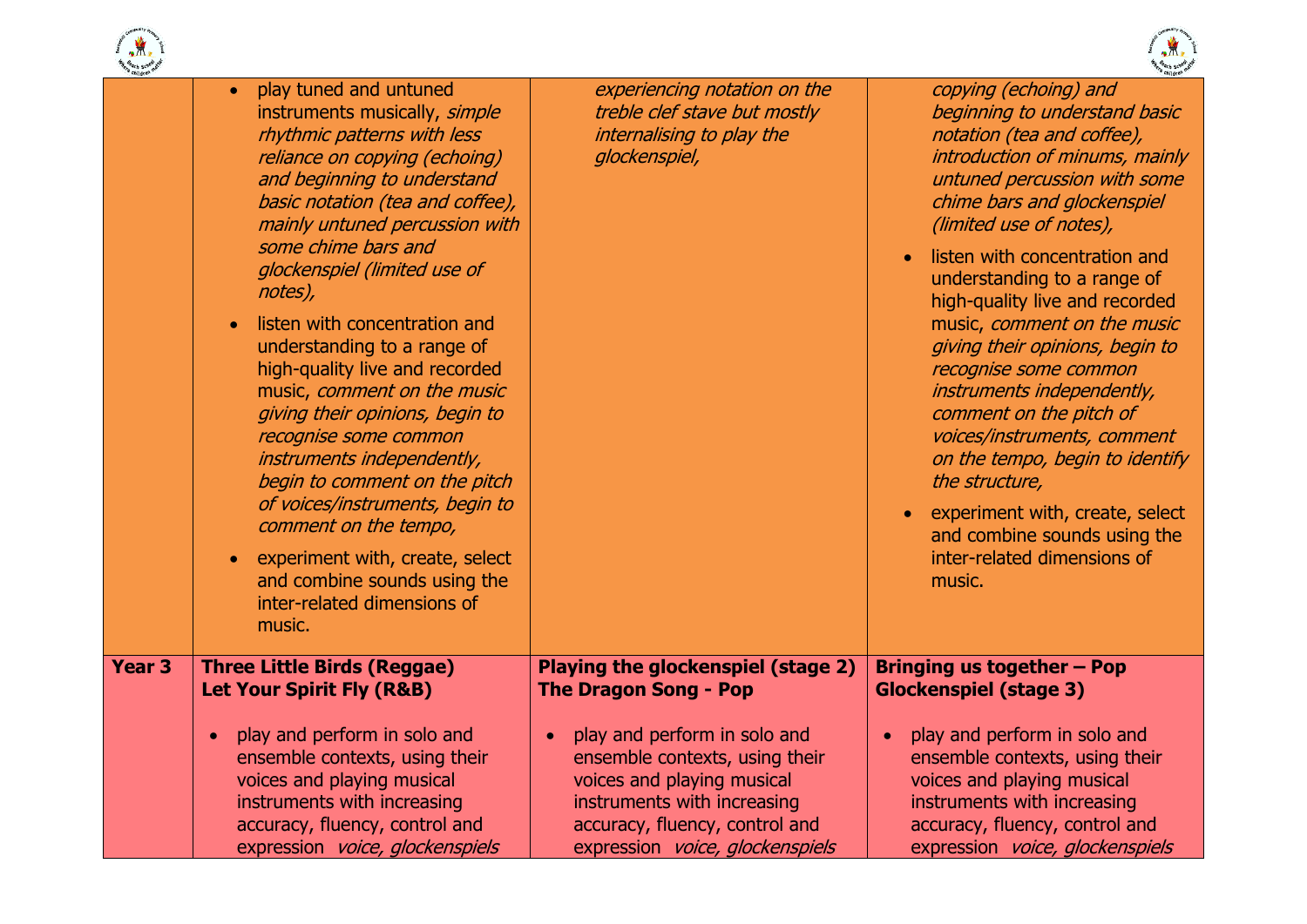| | | | |
|---|---|---|---|
| | • play tuned and untuned instruments musically, *simple rhythmic patterns with less reliance on copying (echoing) and beginning to understand basic notation (tea and coffee), mainly untuned percussion with some chime bars and glockenspiel (limited use of notes),*<br>• listen with concentration and understanding to a range of high-quality live and recorded music, *comment on the music giving their opinions, begin to recognise some common instruments independently, begin to comment on the pitch of voices/instruments, begin to comment on the tempo,*<br>• experiment with, create, select and combine sounds using the inter-related dimensions of music. | *experiencing notation on the treble clef stave but mostly internalising to play the glockenspiel,* | *copying (echoing) and beginning to understand basic notation (tea and coffee), introduction of minums, mainly untuned percussion with some chime bars and glockenspiel (limited use of notes),*<br>• listen with concentration and understanding to a range of high-quality live and recorded music, *comment on the music giving their opinions, begin to recognise some common instruments independently, comment on the pitch of voices/instruments, comment on the tempo, begin to identify the structure,*<br>• experiment with, create, select and combine sounds using the inter-related dimensions of music. |
| **Year 3** | **Three Little Birds (Reggae)**<br>**Let Your Spirit Fly (R&B)**<br>• play and perform in solo and ensemble contexts, using their voices and playing musical instruments with increasing accuracy, fluency, control and expression *voice, glockenspiels* | **Playing the glockenspiel (stage 2)**<br>**The Dragon Song - Pop**<br>• play and perform in solo and ensemble contexts, using their voices and playing musical instruments with increasing accuracy, fluency, control and expression *voice, glockenspiels* | **Bringing us together – Pop**<br>**Glockenspiel (stage 3)**<br>• play and perform in solo and ensemble contexts, using their voices and playing musical instruments with increasing accuracy, fluency, control and expression *voice, glockenspiels* |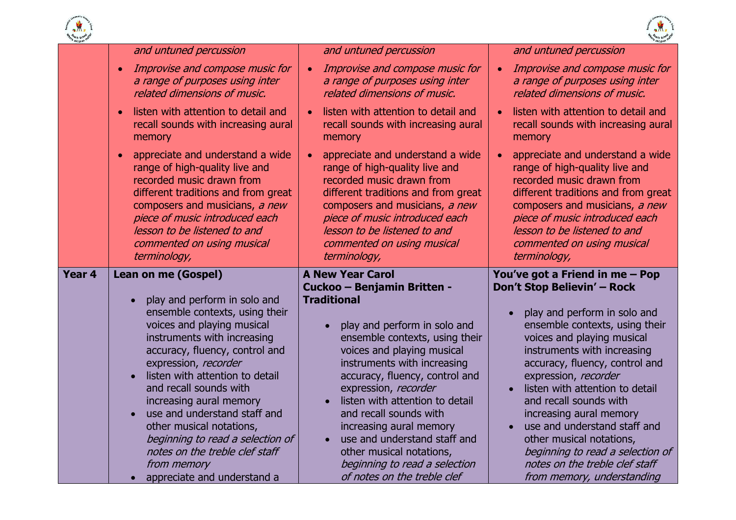| | | | |
|---|---|---|---|
| | *and untuned percussion*<br>• *Improvise and compose music for a range of purposes using inter related dimensions of music.*<br>• listen with attention to detail and recall sounds with increasing aural memory<br>• appreciate and understand a wide range of high-quality live and recorded music drawn from different traditions and from great composers and musicians, *a new piece of music introduced each lesson to be listened to and commented on using musical terminology,* | *and untuned percussion*<br>• *Improvise and compose music for a range of purposes using inter related dimensions of music.*<br>• listen with attention to detail and recall sounds with increasing aural memory<br>• appreciate and understand a wide range of high-quality live and recorded music drawn from different traditions and from great composers and musicians, *a new piece of music introduced each lesson to be listened to and commented on using musical terminology,* | *and untuned percussion*<br>• *Improvise and compose music for a range of purposes using inter related dimensions of music.*<br>• listen with attention to detail and recall sounds with increasing aural memory<br>• appreciate and understand a wide range of high-quality live and recorded music drawn from different traditions and from great composers and musicians, *a new piece of music introduced each lesson to be listened to and commented on using musical terminology,* |
| **Year 4** | **Lean on me (Gospel)**<br>• play and perform in solo and ensemble contexts, using their voices and playing musical instruments with increasing accuracy, fluency, control and expression, *recorder*<br>• listen with attention to detail and recall sounds with increasing aural memory<br>• use and understand staff and other musical notations, *beginning to read a selection of notes on the treble clef staff from memory*<br>• appreciate and understand a | **A New Year Carol**<br>**Cuckoo – Benjamin Britten - Traditional**<br>• play and perform in solo and ensemble contexts, using their voices and playing musical instruments with increasing accuracy, fluency, control and expression, *recorder*<br>• listen with attention to detail and recall sounds with increasing aural memory<br>• use and understand staff and other musical notations, *beginning to read a selection of notes on the treble clef* | **You've got a Friend in me – Pop**<br>**Don't Stop Believin' – Rock**<br>• play and perform in solo and ensemble contexts, using their voices and playing musical instruments with increasing accuracy, fluency, control and expression, *recorder*<br>• listen with attention to detail and recall sounds with increasing aural memory<br>• use and understand staff and other musical notations, *beginning to read a selection of notes on the treble clef staff from memory, understanding* |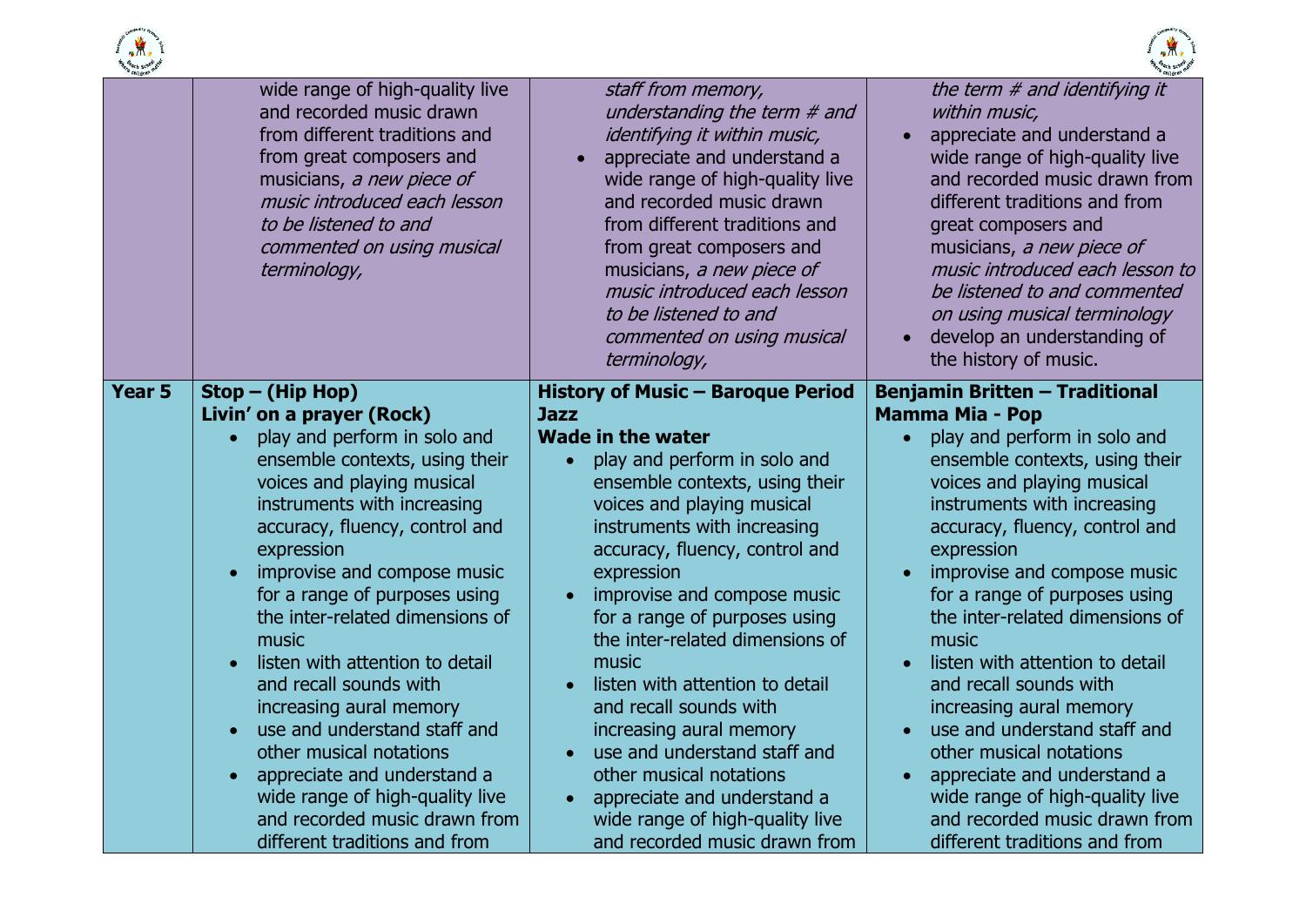| | | | |
|---|---|---|---|
| | wide range of high-quality live and recorded music drawn from different traditions and from great composers and musicians, *a new piece of music introduced each lesson to be listened to and commented on using musical terminology,* | *staff from memory, understanding the term # and identifying it within music,*<br>• appreciate and understand a wide range of high-quality live and recorded music drawn from different traditions and from great composers and musicians, *a new piece of music introduced each lesson to be listened to and commented on using musical terminology,* | *the term # and identifying it within music,*<br>• appreciate and understand a wide range of high-quality live and recorded music drawn from different traditions and from great composers and musicians, *a new piece of music introduced each lesson to be listened to and commented on using musical terminology*<br>• develop an understanding of the history of music. |
| **Year 5** | **Stop – (Hip Hop)**<br>**Livin' on a prayer (Rock)**<br>• play and perform in solo and ensemble contexts, using their voices and playing musical instruments with increasing accuracy, fluency, control and expression<br>• improvise and compose music for a range of purposes using the inter-related dimensions of music<br>• listen with attention to detail and recall sounds with increasing aural memory<br>• use and understand staff and other musical notations<br>• appreciate and understand a wide range of high-quality live and recorded music drawn from different traditions and from | **History of Music – Baroque Period**<br>**Jazz**<br>**Wade in the water**<br>• play and perform in solo and ensemble contexts, using their voices and playing musical instruments with increasing accuracy, fluency, control and expression<br>• improvise and compose music for a range of purposes using the inter-related dimensions of music<br>• listen with attention to detail and recall sounds with increasing aural memory<br>• use and understand staff and other musical notations<br>• appreciate and understand a wide range of high-quality live and recorded music drawn from | **Benjamin Britten – Traditional**<br>**Mamma Mia - Pop**<br>• play and perform in solo and ensemble contexts, using their voices and playing musical instruments with increasing accuracy, fluency, control and expression<br>• improvise and compose music for a range of purposes using the inter-related dimensions of music<br>• listen with attention to detail and recall sounds with increasing aural memory<br>• use and understand staff and other musical notations<br>• appreciate and understand a wide range of high-quality live and recorded music drawn from different traditions and from |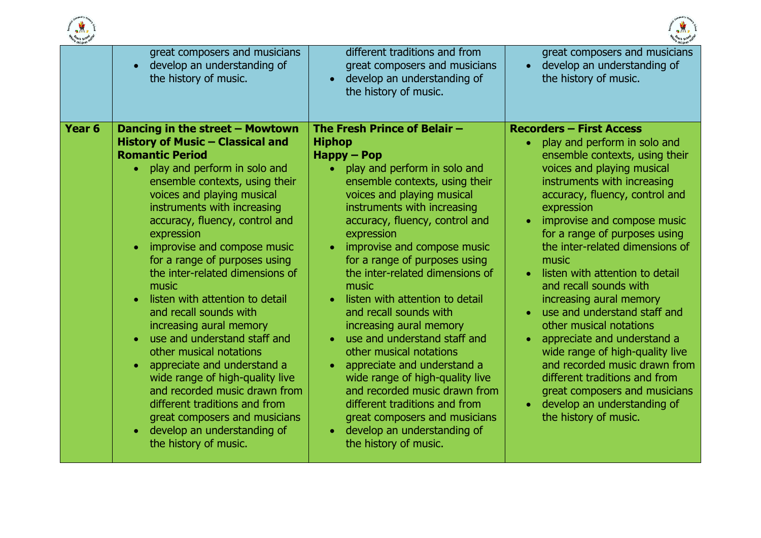| | | | |
|---|---|---|---|
| | great composers and musicians<br>• develop an understanding of the history of music. | different traditions and from great composers and musicians<br>• develop an understanding of the history of music. | great composers and musicians<br>• develop an understanding of the history of music. |
| **Year 6** | **Dancing in the street – Mowtown**<br>**History of Music – Classical and Romantic Period**<br>• play and perform in solo and ensemble contexts, using their voices and playing musical instruments with increasing accuracy, fluency, control and expression<br>• improvise and compose music for a range of purposes using the inter-related dimensions of music<br>• listen with attention to detail and recall sounds with increasing aural memory<br>• use and understand staff and other musical notations<br>• appreciate and understand a wide range of high-quality live and recorded music drawn from different traditions and from great composers and musicians<br>• develop an understanding of the history of music. | **The Fresh Prince of Belair – Hiphop**<br>**Happy – Pop**<br>• play and perform in solo and ensemble contexts, using their voices and playing musical instruments with increasing accuracy, fluency, control and expression<br>• improvise and compose music for a range of purposes using the inter-related dimensions of music<br>• listen with attention to detail and recall sounds with increasing aural memory<br>• use and understand staff and other musical notations<br>• appreciate and understand a wide range of high-quality live and recorded music drawn from different traditions and from great composers and musicians<br>• develop an understanding of the history of music. | **Recorders – First Access**<br>• play and perform in solo and ensemble contexts, using their voices and playing musical instruments with increasing accuracy, fluency, control and expression<br>• improvise and compose music for a range of purposes using the inter-related dimensions of music<br>• listen with attention to detail and recall sounds with increasing aural memory<br>• use and understand staff and other musical notations<br>• appreciate and understand a wide range of high-quality live and recorded music drawn from different traditions and from great composers and musicians<br>• develop an understanding of the history of music. |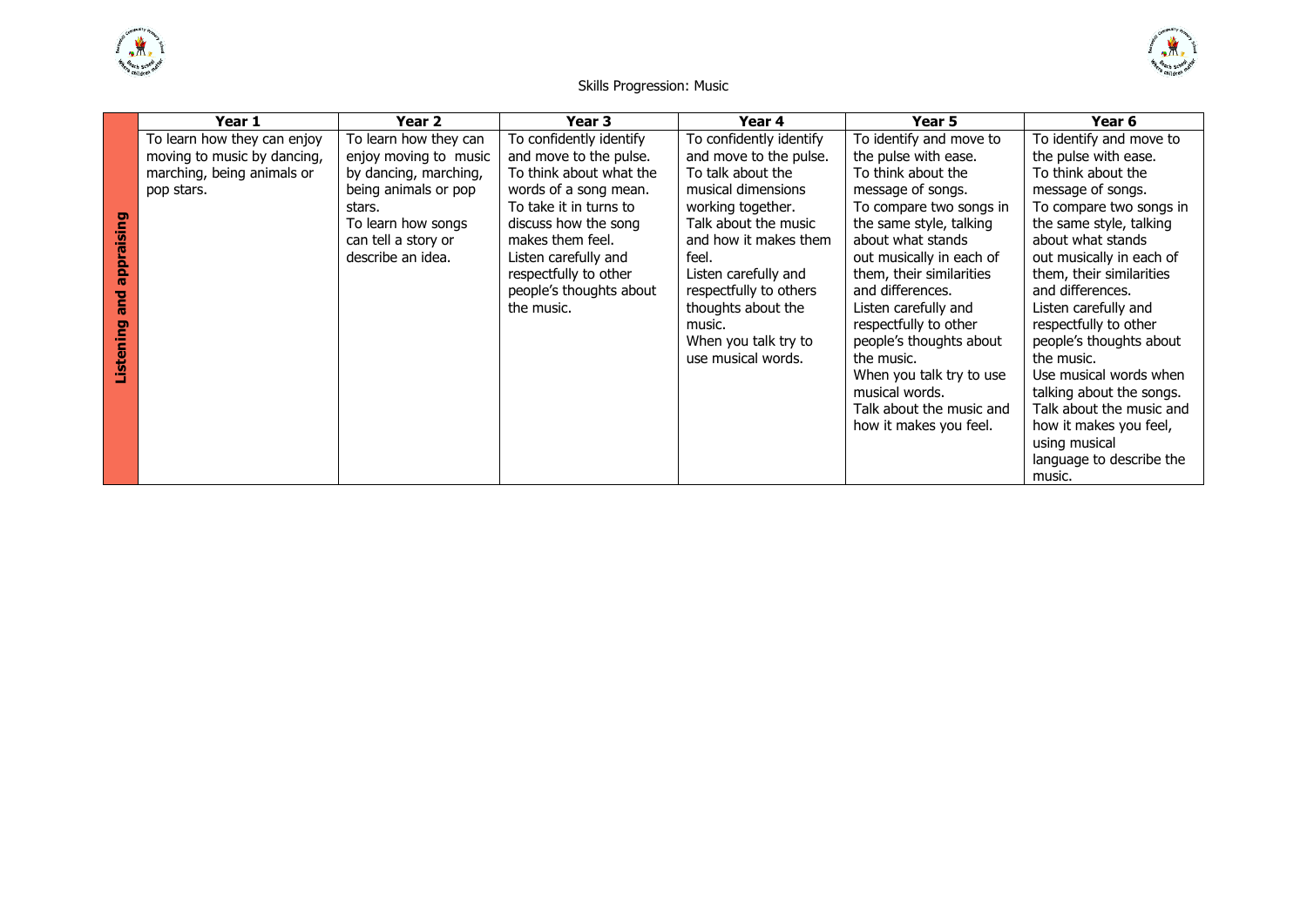Skills Progression: Music

| | Year 1 | Year 2 | Year 3 | Year 4 | Year 5 | Year 6 |
|---|---|---|---|---|---|---|
| **Listening and appraising** | To learn how they can enjoy moving to music by dancing, marching, being animals or pop stars. | To learn how they can enjoy moving to music by dancing, marching, being animals or pop stars. To learn how songs can tell a story or describe an idea. | To confidently identify and move to the pulse. To think about what the words of a song mean. To take it in turns to discuss how the song makes them feel. Listen carefully and respectfully to other people's thoughts about the music. | To confidently identify and move to the pulse. To talk about the musical dimensions working together. Talk about the music and how it makes them feel. Listen carefully and respectfully to others thoughts about the music. When you talk try to use musical words. | To identify and move to the pulse with ease. To think about the message of songs. To compare two songs in the same style, talking about what stands out musically in each of them, their similarities and differences. Listen carefully and respectfully to other people's thoughts about the music. When you talk try to use musical words. Talk about the music and how it makes you feel. | To identify and move to the pulse with ease. To think about the message of songs. To compare two songs in the same style, talking about what stands out musically in each of them, their similarities and differences. Listen carefully and respectfully to other people's thoughts about the music. Use musical words when talking about the songs. Talk about the music and how it makes you feel, using musical language to describe the music. |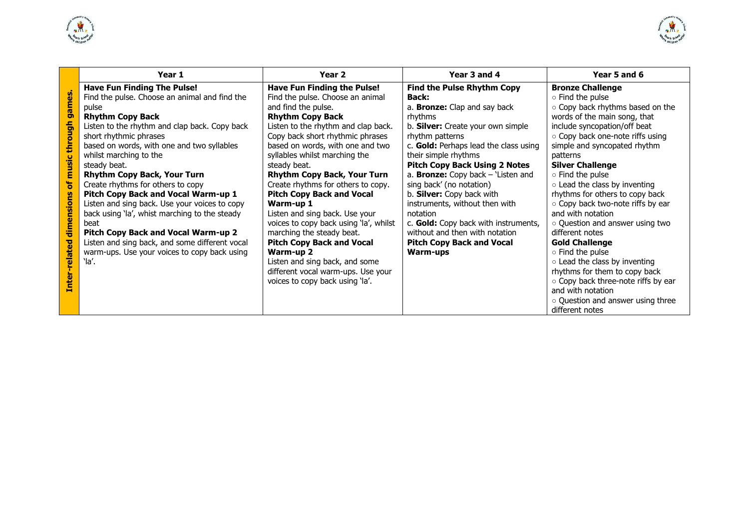| | Year 1 | Year 2 | Year 3 and 4 | Year 5 and 6 |
|---|---|---|---|---|
| **Inter-related dimensions of music through games.** | **Have Fun Finding The Pulse!**<br>Find the pulse. Choose an animal and find the pulse<br>**Rhythm Copy Back**<br>Listen to the rhythm and clap back. Copy back short rhythmic phrases based on words, with one and two syllables whilst marching to the steady beat.<br>**Rhythm Copy Back, Your Turn**<br>Create rhythms for others to copy<br>**Pitch Copy Back and Vocal Warm-up 1**<br>Listen and sing back. Use your voices to copy back using 'la', whist marching to the steady beat<br>**Pitch Copy Back and Vocal Warm-up 2**<br>Listen and sing back, and some different vocal warm-ups. Use your voices to copy back using 'la'. | **Have Fun Finding the Pulse!**<br>Find the pulse. Choose an animal and find the pulse.<br>**Rhythm Copy Back**<br>Listen to the rhythm and clap back. Copy back short rhythmic phrases based on words, with one and two syllables whilst marching the steady beat.<br>**Rhythm Copy Back, Your Turn**<br>Create rhythms for others to copy.<br>**Pitch Copy Back and Vocal Warm-up 1**<br>Listen and sing back. Use your voices to copy back using 'la', whilst marching the steady beat.<br>**Pitch Copy Back and Vocal Warm-up 2**<br>Listen and sing back, and some different vocal warm-ups. Use your voices to copy back using 'la'. | **Find the Pulse Rhythm Copy Back:**<br>a. **Bronze:** Clap and say back rhythms<br>b. **Silver:** Create your own simple rhythm patterns<br>c. **Gold:** Perhaps lead the class using their simple rhythms<br>**Pitch Copy Back Using 2 Notes**<br>a. **Bronze:** Copy back – 'Listen and sing back' (no notation)<br>b. **Silver:** Copy back with instruments, without then with notation<br>c. **Gold:** Copy back with instruments, without and then with notation<br>**Pitch Copy Back and Vocal Warm-ups** | **Bronze Challenge**<br>○ Find the pulse<br>○ Copy back rhythms based on the words of the main song, that include syncopation/off beat<br>○ Copy back one-note riffs using simple and syncopated rhythm patterns<br>**Silver Challenge**<br>○ Find the pulse<br>○ Lead the class by inventing rhythms for others to copy back<br>○ Copy back two-note riffs by ear and with notation<br>○ Question and answer using two different notes<br>**Gold Challenge**<br>○ Find the pulse<br>○ Lead the class by inventing rhythms for them to copy back<br>○ Copy back three-note riffs by ear and with notation<br>○ Question and answer using three different notes |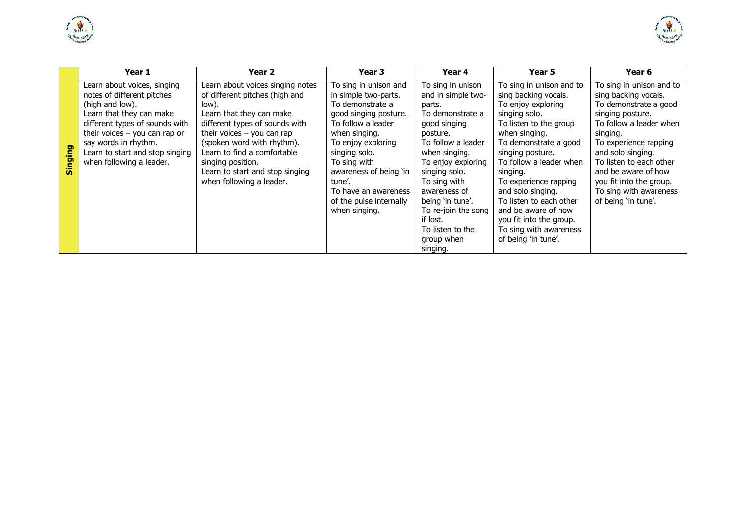| | Year 1 | Year 2 | Year 3 | Year 4 | Year 5 | Year 6 |
|---|---|---|---|---|---|---|
| **Singing** | Learn about voices, singing notes of different pitches (high and low).<br>Learn that they can make different types of sounds with their voices – you can rap or say words in rhythm.<br>Learn to start and stop singing when following a leader. | Learn about voices singing notes of different pitches (high and low).<br>Learn that they can make different types of sounds with their voices – you can rap (spoken word with rhythm).<br>Learn to find a comfortable singing position.<br>Learn to start and stop singing when following a leader. | To sing in unison and in simple two-parts.<br>To demonstrate a good singing posture.<br>To follow a leader when singing.<br>To enjoy exploring singing solo.<br>To sing with awareness of being 'in tune'.<br>To have an awareness of the pulse internally when singing. | To sing in unison and in simple two-parts.<br>To demonstrate a good singing posture.<br>To follow a leader when singing.<br>To enjoy exploring singing solo.<br>To sing with awareness of being 'in tune'.<br>To re-join the song if lost.<br>To listen to the group when singing. | To sing in unison and to sing backing vocals.<br>To enjoy exploring singing solo.<br>To listen to the group when singing.<br>To demonstrate a good singing posture.<br>To follow a leader when singing.<br>To experience rapping and solo singing.<br>To listen to each other and be aware of how you fit into the group.<br>To sing with awareness of being 'in tune'. | To sing in unison and to sing backing vocals.<br>To demonstrate a good singing posture.<br>To follow a leader when singing.<br>To experience rapping and solo singing.<br>To listen to each other and be aware of how you fit into the group.<br>To sing with awareness of being 'in tune'. |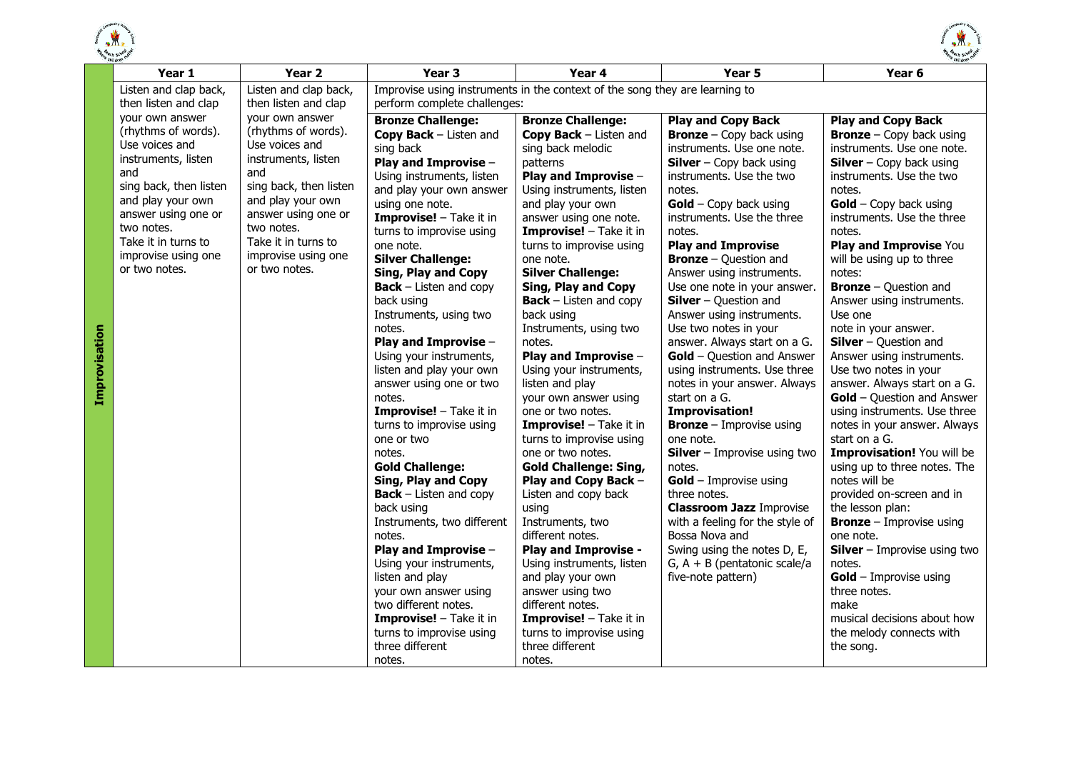|  | Year 1 | Year 2 | Year 3 | Year 4 | Year 5 | Year 6 |
|---|---|---|---|---|---|---|
| **Improvisation** | Listen and clap back, then listen and clap your own answer (rhythms of words). Use voices and instruments, listen and sing back, then listen and play your own answer using one or two notes. Take it in turns to improvise using one or two notes. | Listen and clap back, then listen and clap your own answer (rhythms of words). Use voices and instruments, listen and sing back, then listen and play your own answer using one or two notes. Take it in turns to improvise using one or two notes. | Improvise using instruments in the context of the song they are learning to perform complete challenges:<br>**Bronze Challenge:**<br>**Copy Back** – Listen and sing back<br>**Play and Improvise** – Using instruments, listen and play your own answer using one note.<br>**Improvise!** – Take it in turns to improvise using one note.<br>**Silver Challenge:**<br>**Sing, Play and Copy Back** – Listen and copy back using Instruments, using two notes.<br>**Play and Improvise** – Using your instruments, listen and play your own answer using one or two notes.<br>**Improvise!** – Take it in turns to improvise using one or two notes.<br>**Gold Challenge:**<br>**Sing, Play and Copy Back** – Listen and copy back using Instruments, two different notes.<br>**Play and Improvise** – Using your instruments, listen and play your own answer using two different notes.<br>**Improvise!** – Take it in turns to improvise using three different notes. | **Bronze Challenge:**<br>**Copy Back** – Listen and sing back melodic patterns<br>**Play and Improvise** – Using instruments, listen and play your own answer using one note.<br>**Improvise!** – Take it in turns to improvise using one note.<br>**Silver Challenge:**<br>**Sing, Play and Copy Back** – Listen and copy back using Instruments, using two notes.<br>**Play and Improvise** – Using your instruments, listen and play your own answer using one or two notes.<br>**Improvise!** – Take it in turns to improvise using one or two notes.<br>**Gold Challenge: Sing, Play and Copy Back** – Listen and copy back using Instruments, two different notes.<br>**Play and Improvise -** Using instruments, listen and play your own answer using two different notes.<br>**Improvise!** – Take it in turns to improvise using three different notes. | **Play and Copy Back**<br>**Bronze** – Copy back using instruments. Use one note.<br>**Silver** – Copy back using instruments. Use the two notes.<br>**Gold** – Copy back using instruments. Use the three notes.<br>**Play and Improvise**<br>**Bronze** – Question and Answer using instruments. Use one note in your answer.<br>**Silver** – Question and Answer using instruments. Use two notes in your answer. Always start on a G.<br>**Gold** – Question and Answer using instruments. Use three notes in your answer. Always start on a G.<br>**Improvisation!**<br>**Bronze** – Improvise using one note.<br>**Silver** – Improvise using two notes.<br>**Gold** – Improvise using three notes.<br>**Classroom Jazz** Improvise with a feeling for the style of Bossa Nova and Swing using the notes D, E, G, A + B (pentatonic scale/a five-note pattern) | **Play and Copy Back**<br>**Bronze** – Copy back using instruments. Use one note.<br>**Silver** – Copy back using instruments. Use the two notes.<br>**Gold** – Copy back using instruments. Use the three notes.<br>**Play and Improvise** You will be using up to three notes:<br>**Bronze** – Question and Answer using instruments. Use one note in your answer.<br>**Silver** – Question and Answer using instruments. Use two notes in your answer. Always start on a G.<br>**Gold** – Question and Answer using instruments. Use three notes in your answer. Always start on a G.<br>**Improvisation!** You will be using up to three notes. The notes will be provided on-screen and in the lesson plan:<br>**Bronze** – Improvise using one note.<br>**Silver** – Improvise using two notes.<br>**Gold** – Improvise using three notes.<br>make musical decisions about how the melody connects with the song. |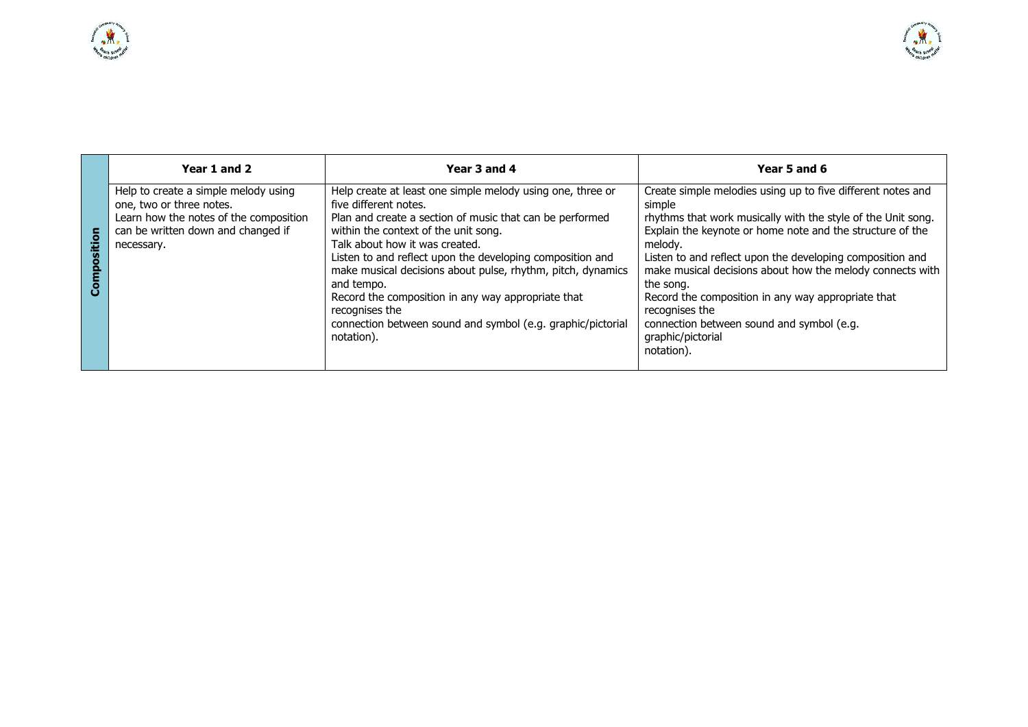| | Year 1 and 2 | Year 3 and 4 | Year 5 and 6 |
|---|---|---|---|
| **Composition** | Help to create a simple melody using one, two or three notes.<br>Learn how the notes of the composition can be written down and changed if necessary. | Help create at least one simple melody using one, three or five different notes.<br>Plan and create a section of music that can be performed within the context of the unit song.<br>Talk about how it was created.<br>Listen to and reflect upon the developing composition and make musical decisions about pulse, rhythm, pitch, dynamics and tempo.<br>Record the composition in any way appropriate that recognises the connection between sound and symbol (e.g. graphic/pictorial notation). | Create simple melodies using up to five different notes and simple rhythms that work musically with the style of the Unit song.<br>Explain the keynote or home note and the structure of the melody.<br>Listen to and reflect upon the developing composition and make musical decisions about how the melody connects with the song.<br>Record the composition in any way appropriate that recognises the connection between sound and symbol (e.g. graphic/pictorial notation). |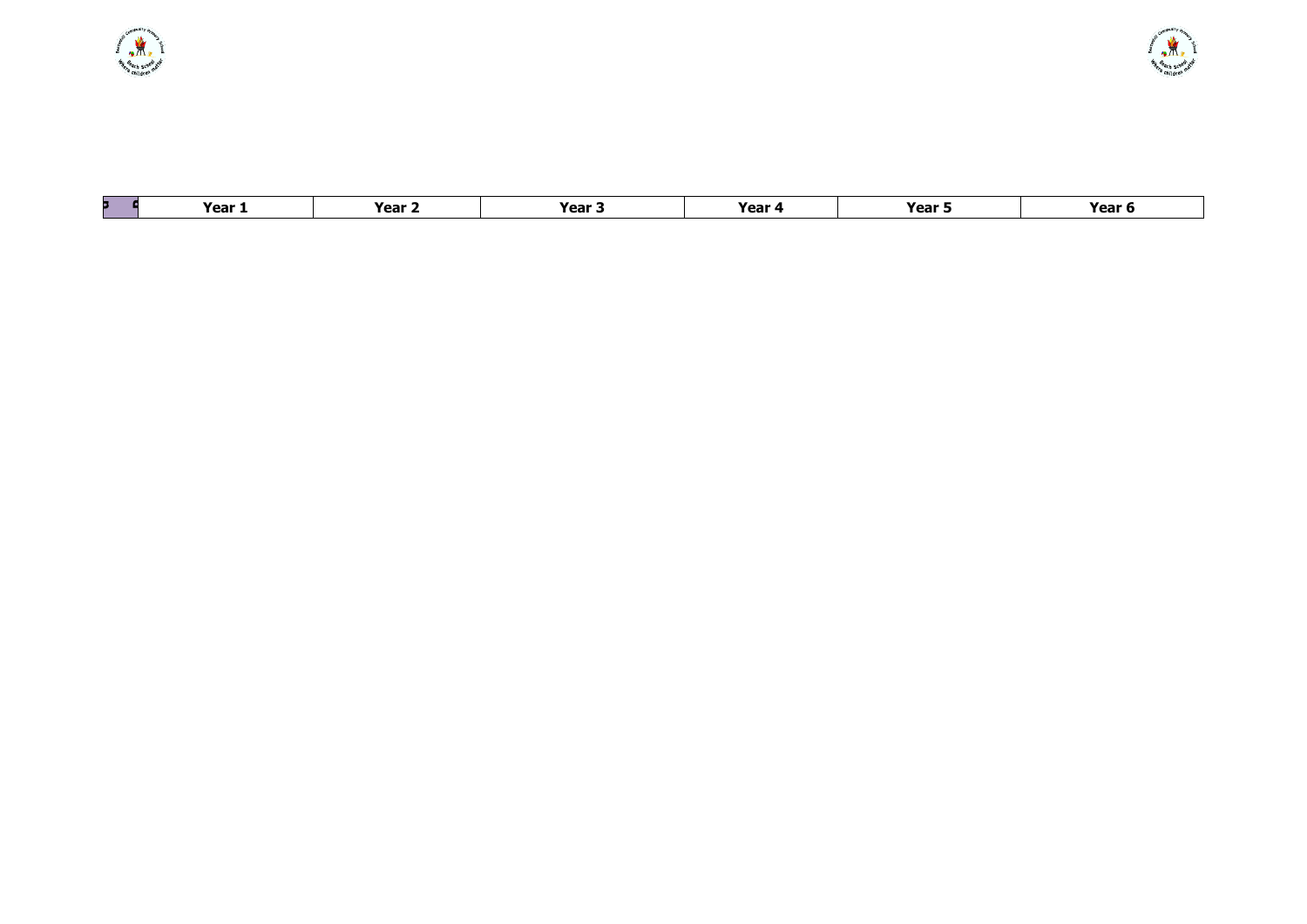| | Year 1 | Year 2 | Year 3 | Year 4 | Year 5 | Year 6 |
|---|---|---|---|---|---|---|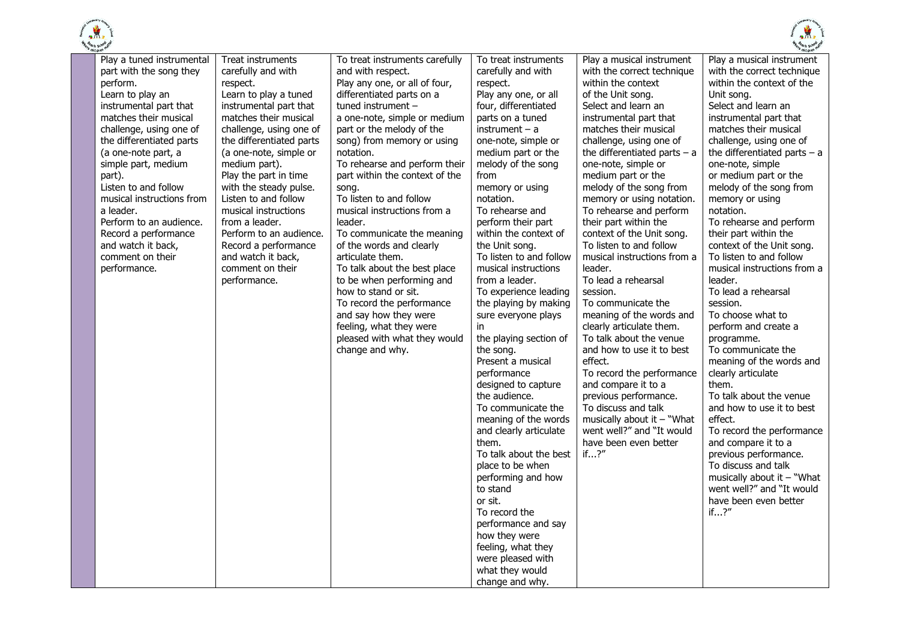| | | | | | | |
|---|---|---|---|---|---|---|
| | Play a tuned instrumental part with the song they perform.<br>Learn to play an instrumental part that matches their musical challenge, using one of the differentiated parts (a one-note part, a simple part, medium part).<br>Listen to and follow musical instructions from a leader.<br>Perform to an audience.<br>Record a performance and watch it back, comment on their performance. | Treat instruments carefully and with respect.<br>Learn to play a tuned instrumental part that matches their musical challenge, using one of the differentiated parts (a one-note, simple or medium part).<br>Play the part in time with the steady pulse.<br>Listen to and follow musical instructions from a leader.<br>Perform to an audience.<br>Record a performance and watch it back, comment on their performance. | To treat instruments carefully and with respect.<br>Play any one, or all of four, differentiated parts on a tuned instrument – a one-note, simple or medium part or the melody of the song) from memory or using notation.<br>To rehearse and perform their part within the context of the song.<br>To listen to and follow musical instructions from a leader.<br>To communicate the meaning of the words and clearly articulate them.<br>To talk about the best place to be when performing and how to stand or sit.<br>To record the performance and say how they were feeling, what they were pleased with what they would change and why. | To treat instruments carefully and with respect.<br>Play any one, or all four, differentiated parts on a tuned instrument – a one-note, simple or medium part or the melody of the song from memory or using notation.<br>To rehearse and perform their part within the context of the Unit song.<br>To listen to and follow musical instructions from a leader.<br>To experience leading the playing by making sure everyone plays in the playing section of the song.<br>Present a musical performance designed to capture the audience.<br>To communicate the meaning of the words and clearly articulate them.<br>To talk about the best place to be when performing and how to stand or sit.<br>To record the performance and say how they were feeling, what they were pleased with what they would change and why. | Play a musical instrument with the correct technique within the context of the Unit song.<br>Select and learn an instrumental part that matches their musical challenge, using one of the differentiated parts – a one-note, simple or medium part or the melody of the song from memory or using notation.<br>To rehearse and perform their part within the context of the Unit song.<br>To listen to and follow musical instructions from a leader.<br>To lead a rehearsal session.<br>To communicate the meaning of the words and clearly articulate them.<br>To talk about the venue and how to use it to best effect.<br>To record the performance and compare it to a previous performance.<br>To discuss and talk musically about it – "What went well?" and "It would have been even better if...?" | Play a musical instrument with the correct technique within the context of the Unit song.<br>Select and learn an instrumental part that matches their musical challenge, using one of the differentiated parts – a one-note, simple or medium part or the melody of the song from memory or using notation.<br>To rehearse and perform their part within the context of the Unit song.<br>To listen to and follow musical instructions from a leader.<br>To lead a rehearsal session.<br>To choose what to perform and create a programme.<br>To communicate the meaning of the words and clearly articulate them.<br>To talk about the venue and how to use it to best effect.<br>To record the performance and compare it to a previous performance.<br>To discuss and talk musically about it – "What went well?" and "It would have been even better if...?" |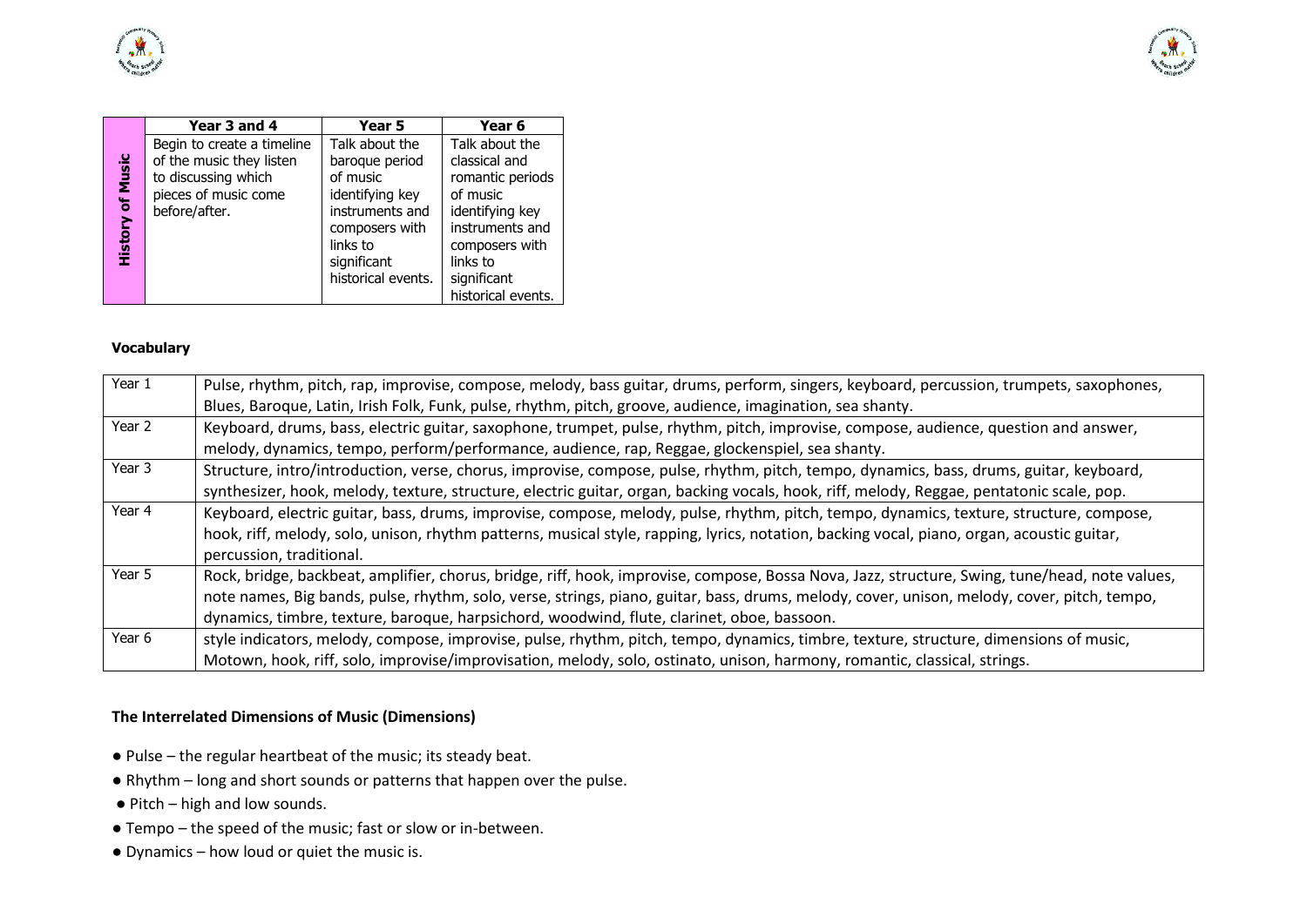| | Year 3 and 4 | Year 5 | Year 6 |
|---|---|---|---|
| **History of Music** | Begin to create a timeline of the music they listen to discussing which pieces of music come before/after. | Talk about the baroque period of music identifying key instruments and composers with links to significant historical events. | Talk about the classical and romantic periods of music identifying key instruments and composers with links to significant historical events. |

**Vocabulary**

| | |
|---|---|
| Year 1 | Pulse, rhythm, pitch, rap, improvise, compose, melody, bass guitar, drums, perform, singers, keyboard, percussion, trumpets, saxophones, Blues, Baroque, Latin, Irish Folk, Funk, pulse, rhythm, pitch, groove, audience, imagination, sea shanty. |
| Year 2 | Keyboard, drums, bass, electric guitar, saxophone, trumpet, pulse, rhythm, pitch, improvise, compose, audience, question and answer, melody, dynamics, tempo, perform/performance, audience, rap, Reggae, glockenspiel, sea shanty. |
| Year 3 | Structure, intro/introduction, verse, chorus, improvise, compose, pulse, rhythm, pitch, tempo, dynamics, bass, drums, guitar, keyboard, synthesizer, hook, melody, texture, structure, electric guitar, organ, backing vocals, hook, riff, melody, Reggae, pentatonic scale, pop. |
| Year 4 | Keyboard, electric guitar, bass, drums, improvise, compose, melody, pulse, rhythm, pitch, tempo, dynamics, texture, structure, compose, hook, riff, melody, solo, unison, rhythm patterns, musical style, rapping, lyrics, notation, backing vocal, piano, organ, acoustic guitar, percussion, traditional. |
| Year 5 | Rock, bridge, backbeat, amplifier, chorus, bridge, riff, hook, improvise, compose, Bossa Nova, Jazz, structure, Swing, tune/head, note values, note names, Big bands, pulse, rhythm, solo, verse, strings, piano, guitar, bass, drums, melody, cover, unison, melody, cover, pitch, tempo, dynamics, timbre, texture, baroque, harpsichord, woodwind, flute, clarinet, oboe, bassoon. |
| Year 6 | style indicators, melody, compose, improvise, pulse, rhythm, pitch, tempo, dynamics, timbre, texture, structure, dimensions of music, Motown, hook, riff, solo, improvise/improvisation, melody, solo, ostinato, unison, harmony, romantic, classical, strings. |

**The Interrelated Dimensions of Music (Dimensions)**

- Pulse – the regular heartbeat of the music; its steady beat.
- Rhythm – long and short sounds or patterns that happen over the pulse.
- Pitch – high and low sounds.
- Tempo – the speed of the music; fast or slow or in-between.
- Dynamics – how loud or quiet the music is.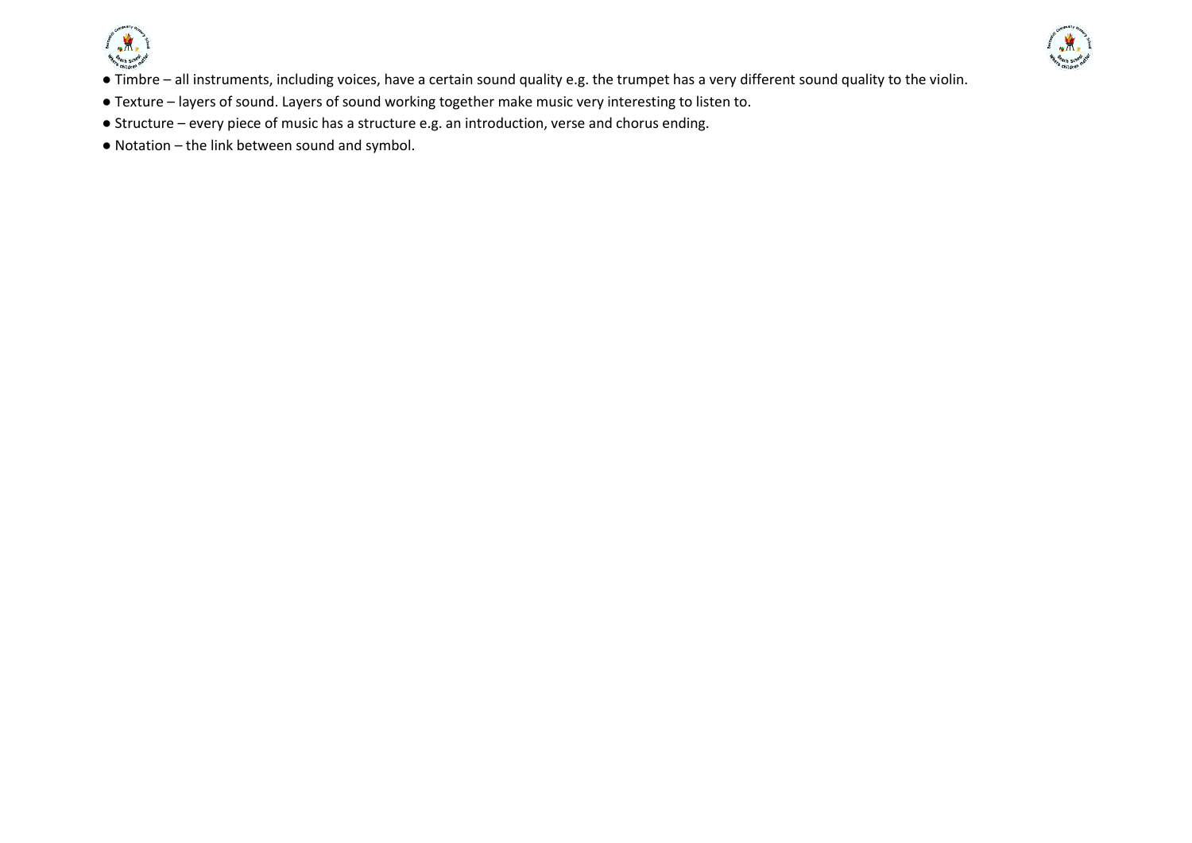- Timbre – all instruments, including voices, have a certain sound quality e.g. the trumpet has a very different sound quality to the violin.
- Texture – layers of sound. Layers of sound working together make music very interesting to listen to.
- Structure – every piece of music has a structure e.g. an introduction, verse and chorus ending.
- Notation – the link between sound and symbol.